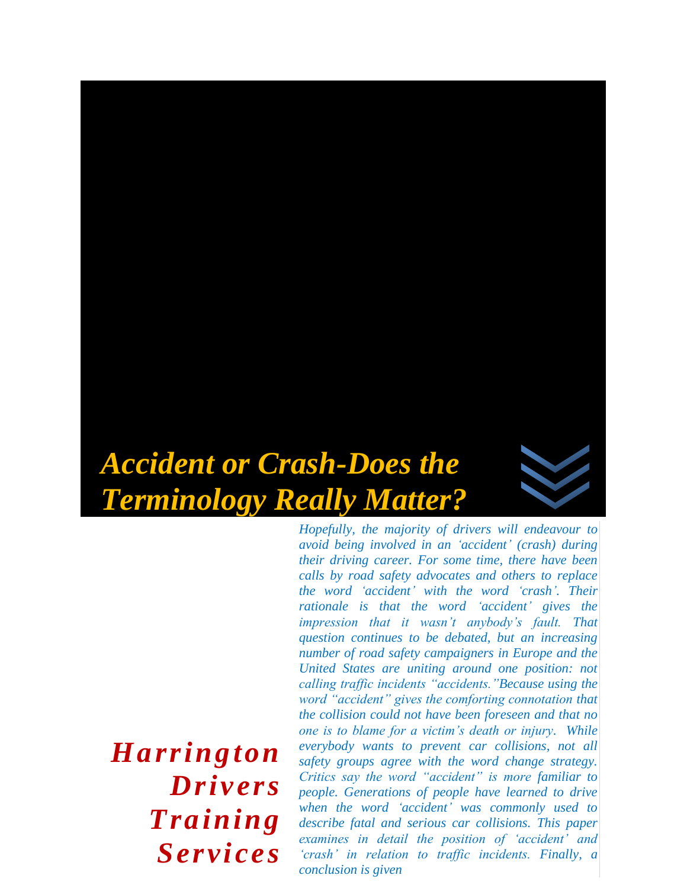# *Accident or Crash-Does the Terminology Really Matter?*

***Harrington Drivers Training Services***

*Hopefully, the majority of drivers will endeavour to avoid being involved in an 'accident' (crash) during their driving career. For some time, there have been calls by road safety advocates and others to replace the word 'accident' with the word 'crash'. Their rationale is that the word 'accident' gives the impression that it wasn't anybody's fault. That question continues to be debated, but an increasing number of road safety campaigners in Europe and the United States are uniting around one position: not calling traffic incidents "accidents."Because using the word "accident" gives the comforting connotation that the collision could not have been foreseen and that no one is to blame for a victim's death or injury. While everybody wants to prevent car collisions, not all safety groups agree with the word change strategy. Critics say the word "accident" is more familiar to people. Generations of people have learned to drive when the word 'accident' was commonly used to describe fatal and serious car collisions. This paper examines in detail the position of 'accident' and 'crash' in relation to traffic incidents. Finally, a conclusion is given*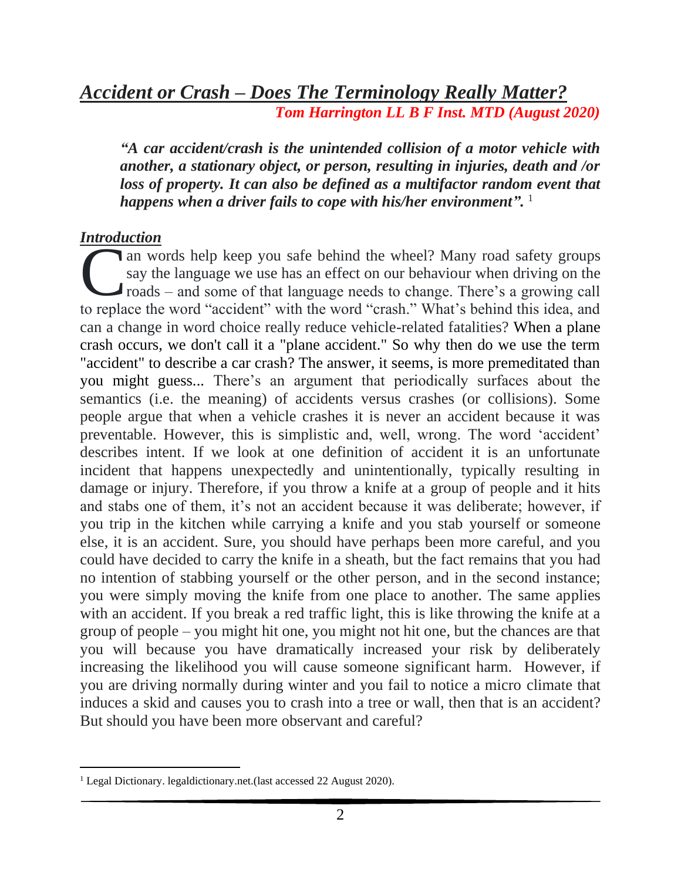# *Accident or Crash – Does The Terminology Really Matter?*

***Tom Harrington LL B F Inst. MTD (August 2020)***

> ***"A car accident/crash is the unintended collision of a motor vehicle with another, a stationary object, or person, resulting in injuries, death and /or loss of property. It can also be defined as a multifactor random event that happens when a driver fails to cope with his/her environment".*** [1]

## *Introduction*

Can words help keep you safe behind the wheel? Many road safety groups say the language we use has an effect on our behaviour when driving on the roads – and some of that language needs to change. There's a growing call to replace the word "accident" with the word "crash." What's behind this idea, and can a change in word choice really reduce vehicle-related fatalities? When a plane crash occurs, we don't call it a "plane accident." So why then do we use the term "accident" to describe a car crash? The answer, it seems, is more premeditated than you might guess... There's an argument that periodically surfaces about the semantics (i.e. the meaning) of accidents versus crashes (or collisions). Some people argue that when a vehicle crashes it is never an accident because it was preventable. However, this is simplistic and, well, wrong. The word 'accident' describes intent. If we look at one definition of accident it is an unfortunate incident that happens unexpectedly and unintentionally, typically resulting in damage or injury. Therefore, if you throw a knife at a group of people and it hits and stabs one of them, it's not an accident because it was deliberate; however, if you trip in the kitchen while carrying a knife and you stab yourself or someone else, it is an accident. Sure, you should have perhaps been more careful, and you could have decided to carry the knife in a sheath, but the fact remains that you had no intention of stabbing yourself or the other person, and in the second instance; you were simply moving the knife from one place to another. The same applies with an accident. If you break a red traffic light, this is like throwing the knife at a group of people – you might hit one, you might not hit one, but the chances are that you will because you have dramatically increased your risk by deliberately increasing the likelihood you will cause someone significant harm. However, if you are driving normally during winter and you fail to notice a micro climate that induces a skid and causes you to crash into a tree or wall, then that is an accident? But should you have been more observant and careful?

---

[1] Legal Dictionary. legaldictionary.net.(last accessed 22 August 2020).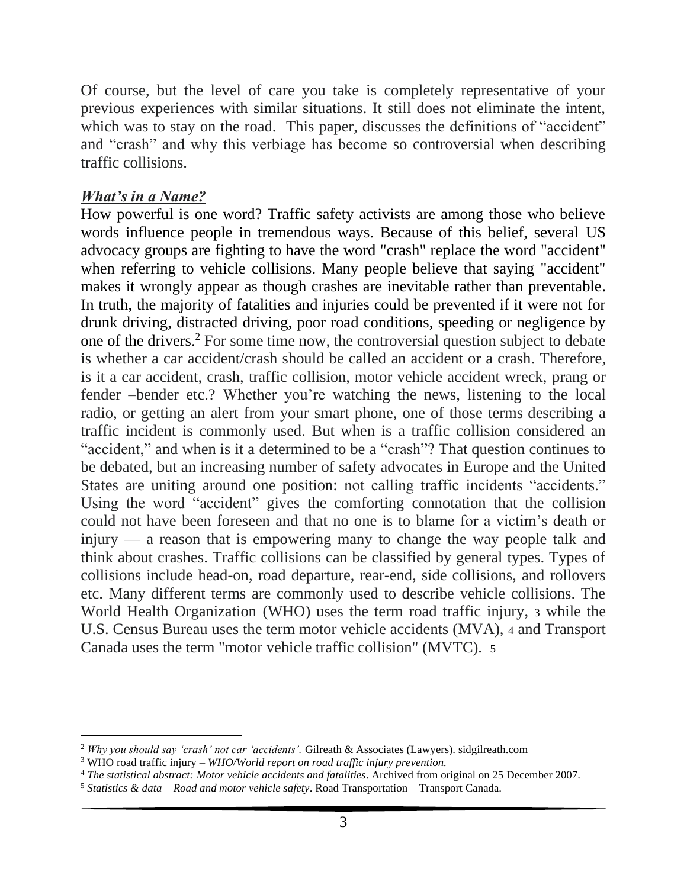Of course, but the level of care you take is completely representative of your previous experiences with similar situations. It still does not eliminate the intent, which was to stay on the road.  This paper, discusses the definitions of "accident" and "crash" and why this verbiage has become so controversial when describing traffic collisions.

## ***What's in a Name?***

How powerful is one word? Traffic safety activists are among those who believe words influence people in tremendous ways. Because of this belief, several US advocacy groups are fighting to have the word "crash" replace the word "accident" when referring to vehicle collisions. Many people believe that saying "accident" makes it wrongly appear as though crashes are inevitable rather than preventable. In truth, the majority of fatalities and injuries could be prevented if it were not for drunk driving, distracted driving, poor road conditions, speeding or negligence by one of the drivers.[2] For some time now, the controversial question subject to debate is whether a car accident/crash should be called an accident or a crash. Therefore, is it a car accident, crash, traffic collision, motor vehicle accident wreck, prang or fender –bender etc.? Whether you're watching the news, listening to the local radio, or getting an alert from your smart phone, one of those terms describing a traffic incident is commonly used. But when is a traffic collision considered an "accident," and when is it a determined to be a "crash"? That question continues to be debated, but an increasing number of safety advocates in Europe and the United States are uniting around one position: not calling traffic incidents "accidents." Using the word "accident" gives the comforting connotation that the collision could not have been foreseen and that no one is to blame for a victim's death or injury — a reason that is empowering many to change the way people talk and think about crashes. Traffic collisions can be classified by general types. Types of collisions include head-on, road departure, rear-end, side collisions, and rollovers etc. Many different terms are commonly used to describe vehicle collisions. The World Health Organization (WHO) uses the term road traffic injury, [3] while the U.S. Census Bureau uses the term motor vehicle accidents (MVA), [4] and Transport Canada uses the term "motor vehicle traffic collision" (MVTC). [5]

---

[2] *Why you should say 'crash' not car 'accidents'.* Gilreath & Associates (Lawyers). sidgilreath.com

[3] WHO road traffic injury – *WHO/World report on road traffic injury prevention.*

[4] *The statistical abstract: Motor vehicle accidents and fatalities*. Archived from original on 25 December 2007.

[5] *Statistics & data – Road and motor vehicle safety*. Road Transportation – Transport Canada.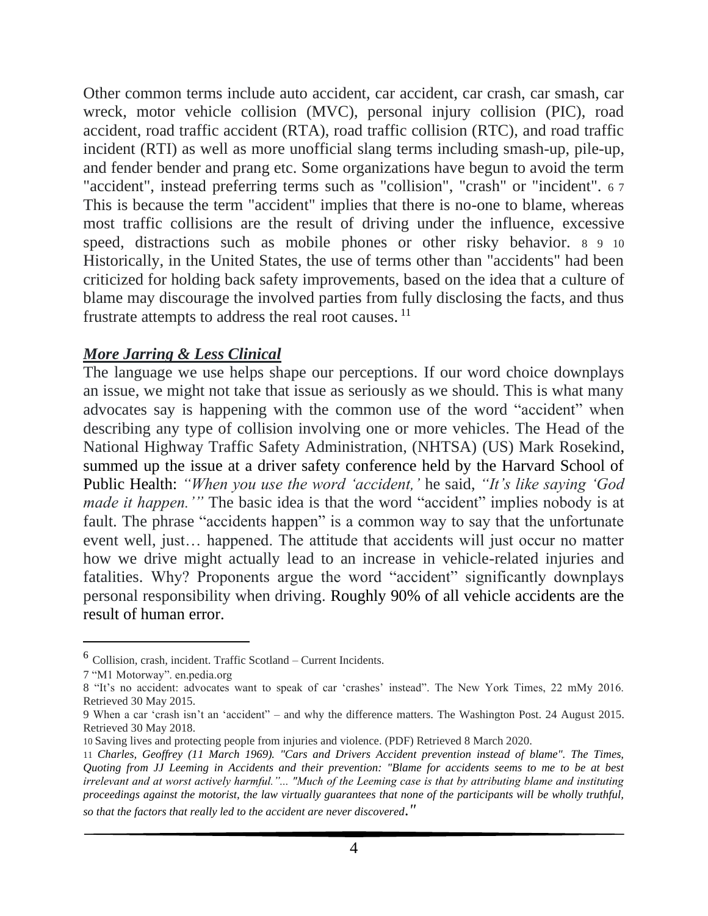Other common terms include auto accident, car accident, car crash, car smash, car wreck, motor vehicle collision (MVC), personal injury collision (PIC), road accident, road traffic accident (RTA), road traffic collision (RTC), and road traffic incident (RTI) as well as more unofficial slang terms including smash-up, pile-up, and fender bender and prang etc. Some organizations have begun to avoid the term "accident", instead preferring terms such as "collision", "crash" or "incident". [6] [7] This is because the term "accident" implies that there is no-one to blame, whereas most traffic collisions are the result of driving under the influence, excessive speed, distractions such as mobile phones or other risky behavior. [8] [9] [10] Historically, in the United States, the use of terms other than "accidents" had been criticized for holding back safety improvements, based on the idea that a culture of blame may discourage the involved parties from fully disclosing the facts, and thus frustrate attempts to address the real root causes. [11]

***More Jarring & Less Clinical***

The language we use helps shape our perceptions. If our word choice downplays an issue, we might not take that issue as seriously as we should. This is what many advocates say is happening with the common use of the word "accident" when describing any type of collision involving one or more vehicles. The Head of the National Highway Traffic Safety Administration, (NHTSA) (US) Mark Rosekind, summed up the issue at a driver safety conference held by the Harvard School of Public Health: *"When you use the word 'accident,'* he said, *"It's like saying 'God made it happen.'"* The basic idea is that the word "accident" implies nobody is at fault. The phrase "accidents happen" is a common way to say that the unfortunate event well, just… happened. The attitude that accidents will just occur no matter how we drive might actually lead to an increase in vehicle-related injuries and fatalities. Why? Proponents argue the word "accident" significantly downplays personal responsibility when driving. Roughly 90% of all vehicle accidents are the result of human error.

---

6 Collision, crash, incident. Traffic Scotland – Current Incidents.

7 "M1 Motorway". en.pedia.org

8 "It's no accident: advocates want to speak of car 'crashes' instead". The New York Times, 22 mMy 2016. Retrieved 30 May 2015.

9 When a car 'crash isn't an 'accident" – and why the difference matters. The Washington Post. 24 August 2015. Retrieved 30 May 2018.

10 Saving lives and protecting people from injuries and violence. (PDF) Retrieved 8 March 2020.

11 *Charles, Geoffrey (11 March 1969). "Cars and Drivers Accident prevention instead of blame". The Times, Quoting from JJ Leeming in Accidents and their prevention: "Blame for accidents seems to me to be at best irrelevant and at worst actively harmful."... "Much of the Leeming case is that by attributing blame and instituting proceedings against the motorist, the law virtually guarantees that none of the participants will be wholly truthful, so that the factors that really led to the accident are never discovered."*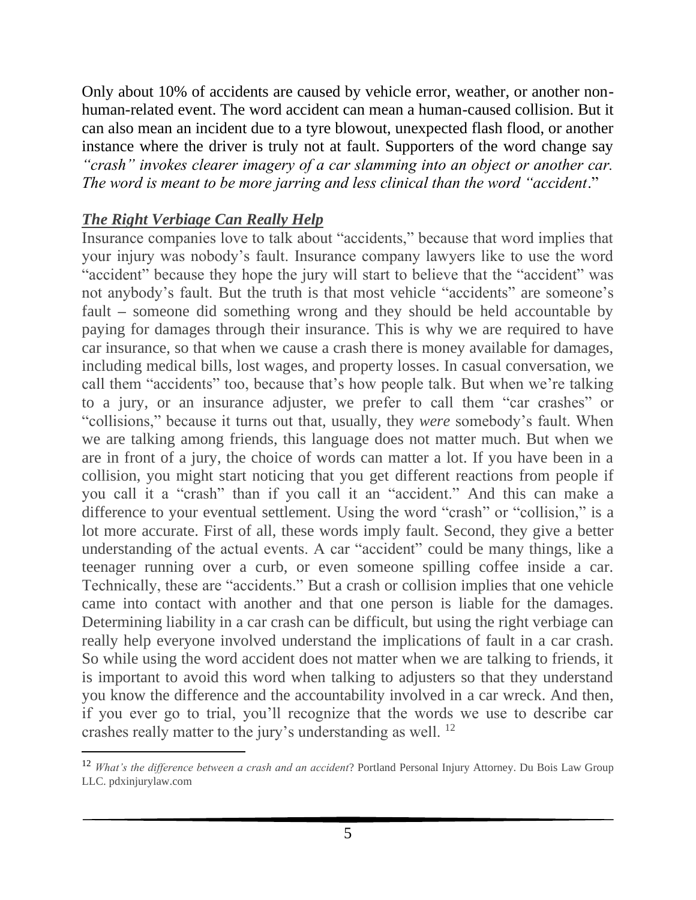Only about 10% of accidents are caused by vehicle error, weather, or another non-human-related event. The word accident can mean a human-caused collision. But it can also mean an incident due to a tyre blowout, unexpected flash flood, or another instance where the driver is truly not at fault. Supporters of the word change say *"crash" invokes clearer imagery of a car slamming into an object or another car. The word is meant to be more jarring and less clinical than the word "accident*."

***The Right Verbiage Can Really Help***

Insurance companies love to talk about "accidents," because that word implies that your injury was nobody's fault. Insurance company lawyers like to use the word "accident" because they hope the jury will start to believe that the "accident" was not anybody's fault. But the truth is that most vehicle "accidents" are someone's fault – someone did something wrong and they should be held accountable by paying for damages through their insurance. This is why we are required to have car insurance, so that when we cause a crash there is money available for damages, including medical bills, lost wages, and property losses. In casual conversation, we call them "accidents" too, because that's how people talk. But when we're talking to a jury, or an insurance adjuster, we prefer to call them "car crashes" or "collisions," because it turns out that, usually, they *were* somebody's fault. When we are talking among friends, this language does not matter much. But when we are in front of a jury, the choice of words can matter a lot. If you have been in a collision, you might start noticing that you get different reactions from people if you call it a "crash" than if you call it an "accident." And this can make a difference to your eventual settlement. Using the word "crash" or "collision," is a lot more accurate. First of all, these words imply fault. Second, they give a better understanding of the actual events. A car "accident" could be many things, like a teenager running over a curb, or even someone spilling coffee inside a car. Technically, these are "accidents." But a crash or collision implies that one vehicle came into contact with another and that one person is liable for the damages. Determining liability in a car crash can be difficult, but using the right verbiage can really help everyone involved understand the implications of fault in a car crash. So while using the word accident does not matter when we are talking to friends, it is important to avoid this word when talking to adjusters so that they understand you know the difference and the accountability involved in a car wreck. And then, if you ever go to trial, you'll recognize that the words we use to describe car crashes really matter to the jury's understanding as well. [12]

---

[12] *What's the difference between a crash and an accident*? Portland Personal Injury Attorney. Du Bois Law Group LLC. pdxinjurylaw.com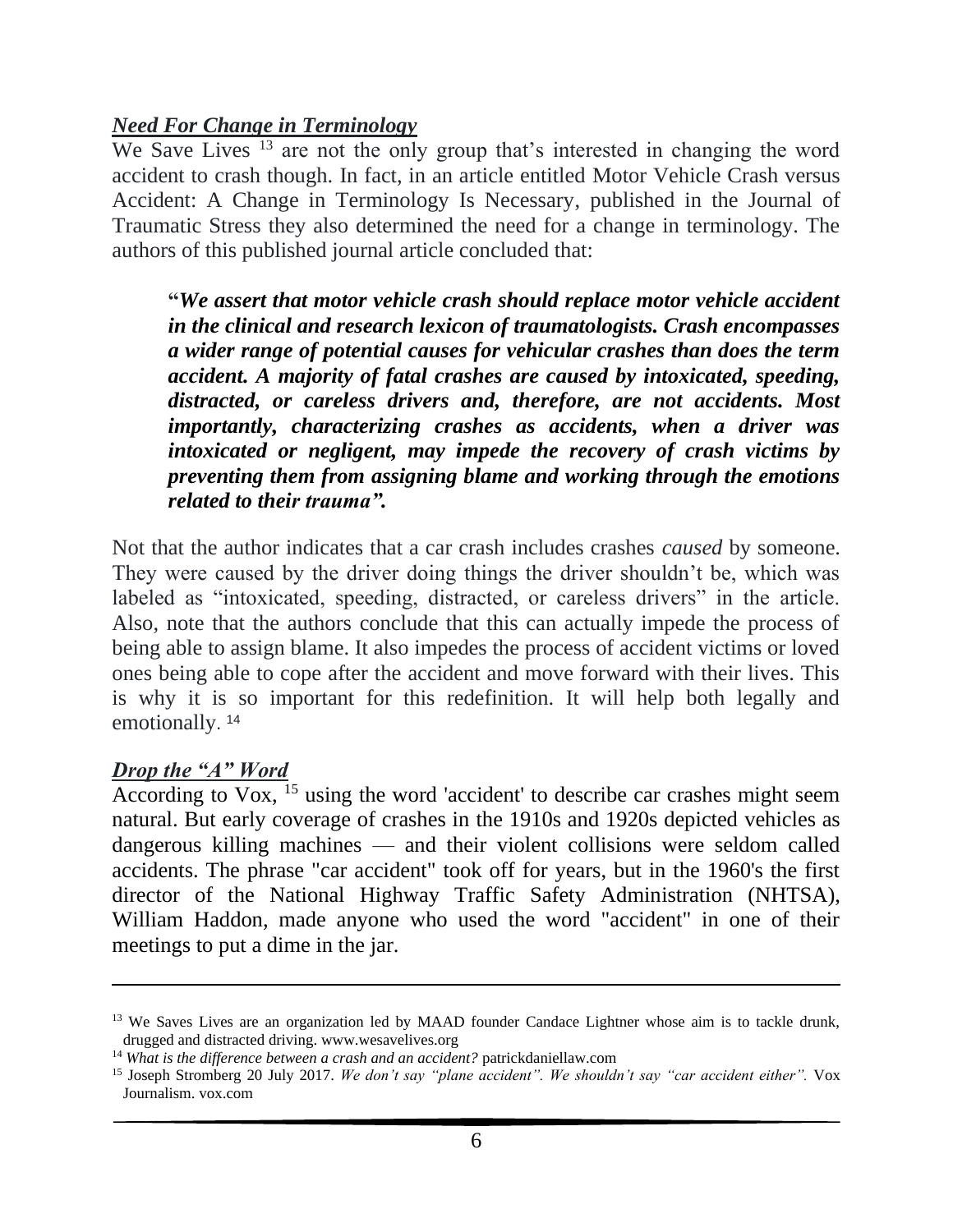### ***Need For Change in Terminology***

We Save Lives [13] are not the only group that's interested in changing the word accident to crash though. In fact, in an article entitled Motor Vehicle Crash versus Accident: A Change in Terminology Is Necessary, published in the Journal of Traumatic Stress they also determined the need for a change in terminology. The authors of this published journal article concluded that:

> "***We assert that motor vehicle crash should replace motor vehicle accident in the clinical and research lexicon of traumatologists. Crash encompasses a wider range of potential causes for vehicular crashes than does the term accident. A majority of fatal crashes are caused by intoxicated, speeding, distracted, or careless drivers and, therefore, are not accidents. Most importantly, characterizing crashes as accidents, when a driver was intoxicated or negligent, may impede the recovery of crash victims by preventing them from assigning blame and working through the emotions related to their trauma".***

Not that the author indicates that a car crash includes crashes *caused* by someone. They were caused by the driver doing things the driver shouldn't be, which was labeled as "intoxicated, speeding, distracted, or careless drivers" in the article. Also, note that the authors conclude that this can actually impede the process of being able to assign blame. It also impedes the process of accident victims or loved ones being able to cope after the accident and move forward with their lives. This is why it is so important for this redefinition. It will help both legally and emotionally. [14]

### ***Drop the "A" Word***

According to Vox, [15] using the word 'accident' to describe car crashes might seem natural. But early coverage of crashes in the 1910s and 1920s depicted vehicles as dangerous killing machines — and their violent collisions were seldom called accidents. The phrase "car accident" took off for years, but in the 1960's the first director of the National Highway Traffic Safety Administration (NHTSA), William Haddon, made anyone who used the word "accident" in one of their meetings to put a dime in the jar.

---

[13] We Saves Lives are an organization led by MAAD founder Candace Lightner whose aim is to tackle drunk, drugged and distracted driving. www.wesavelives.org

[14] *What is the difference between a crash and an accident?* patrickdaniellaw.com

[15] Joseph Stromberg 20 July 2017. *We don't say "plane accident". We shouldn't say "car accident either".* Vox Journalism. vox.com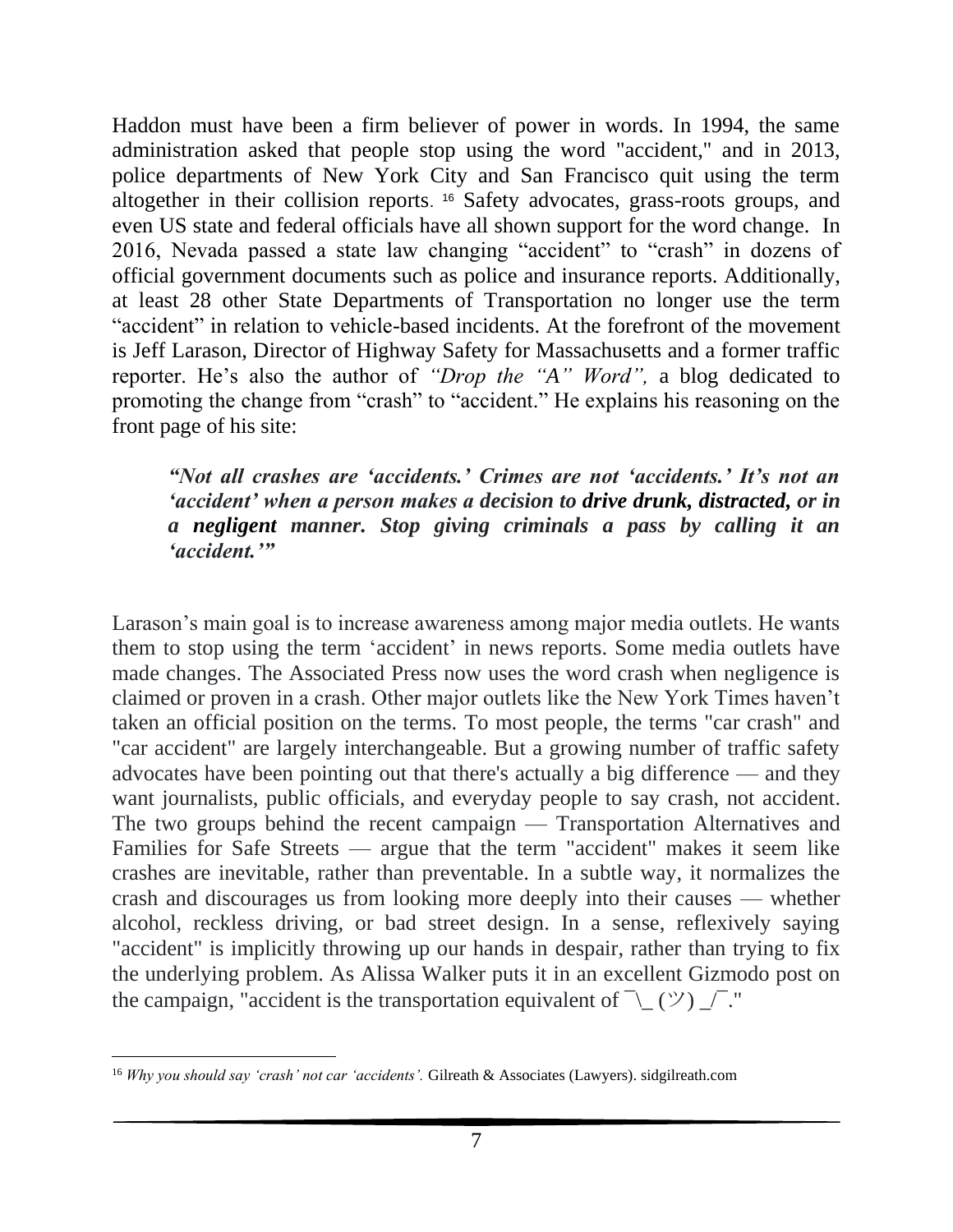Haddon must have been a firm believer of power in words. In 1994, the same administration asked that people stop using the word "accident," and in 2013, police departments of New York City and San Francisco quit using the term altogether in their collision reports. [16] Safety advocates, grass-roots groups, and even US state and federal officials have all shown support for the word change. In 2016, Nevada passed a state law changing "accident" to "crash" in dozens of official government documents such as police and insurance reports. Additionally, at least 28 other State Departments of Transportation no longer use the term "accident" in relation to vehicle-based incidents. At the forefront of the movement is Jeff Larason, Director of Highway Safety for Massachusetts and a former traffic reporter. He's also the author of *"Drop the "A" Word",* a blog dedicated to promoting the change from "crash" to "accident." He explains his reasoning on the front page of his site:

> ***"Not all crashes are 'accidents.' Crimes are not 'accidents.' It's not an 'accident' when a person makes a decision to drive drunk, distracted, or in a negligent manner. Stop giving criminals a pass by calling it an 'accident.'"***

Larason's main goal is to increase awareness among major media outlets. He wants them to stop using the term 'accident' in news reports. Some media outlets have made changes. The Associated Press now uses the word crash when negligence is claimed or proven in a crash. Other major outlets like the New York Times haven't taken an official position on the terms. To most people, the terms "car crash" and "car accident" are largely interchangeable. But a growing number of traffic safety advocates have been pointing out that there's actually a big difference — and they want journalists, public officials, and everyday people to say crash, not accident. The two groups behind the recent campaign — Transportation Alternatives and Families for Safe Streets — argue that the term "accident" makes it seem like crashes are inevitable, rather than preventable. In a subtle way, it normalizes the crash and discourages us from looking more deeply into their causes — whether alcohol, reckless driving, or bad street design. In a sense, reflexively saying "accident" is implicitly throwing up our hands in despair, rather than trying to fix the underlying problem. As Alissa Walker puts it in an excellent Gizmodo post on the campaign, "accident is the transportation equivalent of ¯\_ (ツ) _/¯."

---

[16] *Why you should say 'crash' not car 'accidents'.* Gilreath & Associates (Lawyers). sidgilreath.com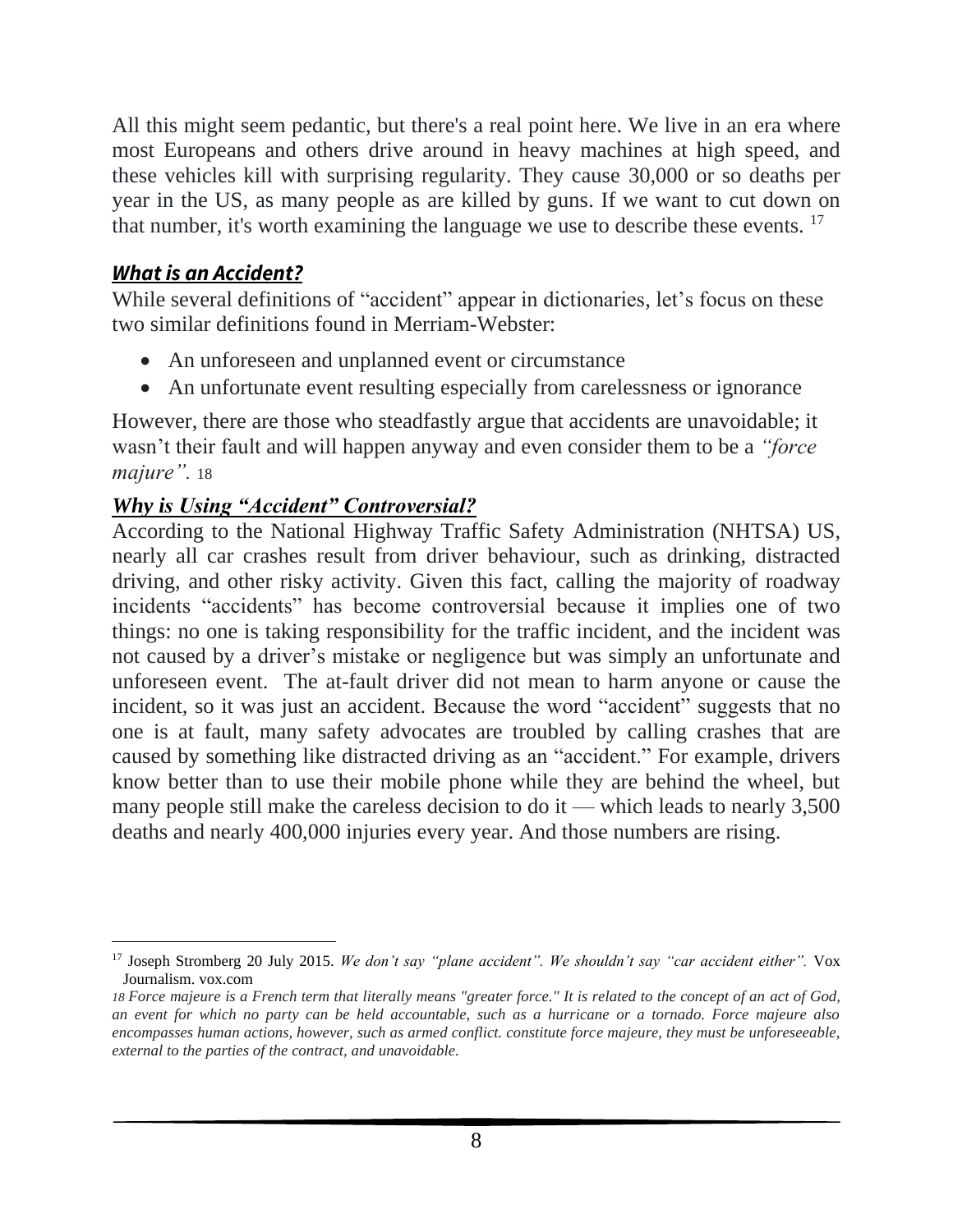All this might seem pedantic, but there's a real point here. We live in an era where most Europeans and others drive around in heavy machines at high speed, and these vehicles kill with surprising regularity. They cause 30,000 or so deaths per year in the US, as many people as are killed by guns. If we want to cut down on that number, it's worth examining the language we use to describe these events. [17]

### ***What is an Accident?***

While several definitions of "accident" appear in dictionaries, let's focus on these two similar definitions found in Merriam-Webster:

- An unforeseen and unplanned event or circumstance
- An unfortunate event resulting especially from carelessness or ignorance

However, there are those who steadfastly argue that accidents are unavoidable; it wasn't their fault and will happen anyway and even consider them to be a *"force majure".* [18]

### ***Why is Using "Accident" Controversial?***

According to the National Highway Traffic Safety Administration (NHTSA) US, nearly all car crashes result from driver behaviour, such as drinking, distracted driving, and other risky activity. Given this fact, calling the majority of roadway incidents "accidents" has become controversial because it implies one of two things: no one is taking responsibility for the traffic incident, and the incident was not caused by a driver's mistake or negligence but was simply an unfortunate and unforeseen event. The at-fault driver did not mean to harm anyone or cause the incident, so it was just an accident. Because the word "accident" suggests that no one is at fault, many safety advocates are troubled by calling crashes that are caused by something like distracted driving as an "accident." For example, drivers know better than to use their mobile phone while they are behind the wheel, but many people still make the careless decision to do it — which leads to nearly 3,500 deaths and nearly 400,000 injuries every year. And those numbers are rising.

---

[17] Joseph Stromberg 20 July 2015. *We don't say "plane accident". We shouldn't say "car accident either".* Vox Journalism. vox.com

[18] *Force majeure is a French term that literally means "greater force." It is related to the concept of an act of God, an event for which no party can be held accountable, such as a hurricane or a tornado. Force majeure also encompasses human actions, however, such as armed conflict. constitute force majeure, they must be unforeseeable, external to the parties of the contract, and unavoidable.*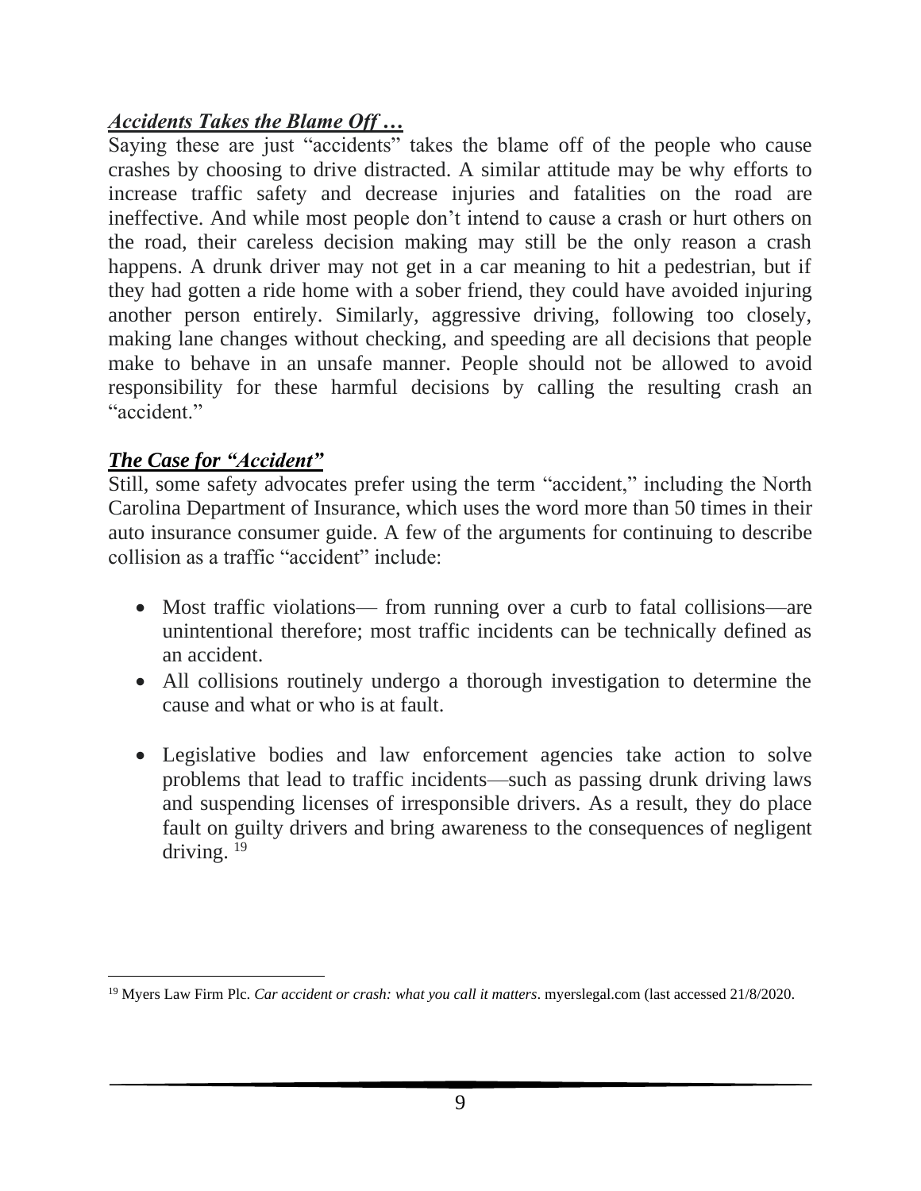***Accidents Takes the Blame Off …***

Saying these are just "accidents" takes the blame off of the people who cause crashes by choosing to drive distracted. A similar attitude may be why efforts to increase traffic safety and decrease injuries and fatalities on the road are ineffective. And while most people don't intend to cause a crash or hurt others on the road, their careless decision making may still be the only reason a crash happens. A drunk driver may not get in a car meaning to hit a pedestrian, but if they had gotten a ride home with a sober friend, they could have avoided injuring another person entirely. Similarly, aggressive driving, following too closely, making lane changes without checking, and speeding are all decisions that people make to behave in an unsafe manner. People should not be allowed to avoid responsibility for these harmful decisions by calling the resulting crash an "accident."

***The Case for "Accident"***

Still, some safety advocates prefer using the term "accident," including the North Carolina Department of Insurance, which uses the word more than 50 times in their auto insurance consumer guide. A few of the arguments for continuing to describe collision as a traffic "accident" include:

- Most traffic violations— from running over a curb to fatal collisions—are unintentional therefore; most traffic incidents can be technically defined as an accident.
- All collisions routinely undergo a thorough investigation to determine the cause and what or who is at fault.
- Legislative bodies and law enforcement agencies take action to solve problems that lead to traffic incidents—such as passing drunk driving laws and suspending licenses of irresponsible drivers. As a result, they do place fault on guilty drivers and bring awareness to the consequences of negligent driving. [19]

---

[19] Myers Law Firm Plc. *Car accident or crash: what you call it matters*. myerslegal.com (last accessed 21/8/2020.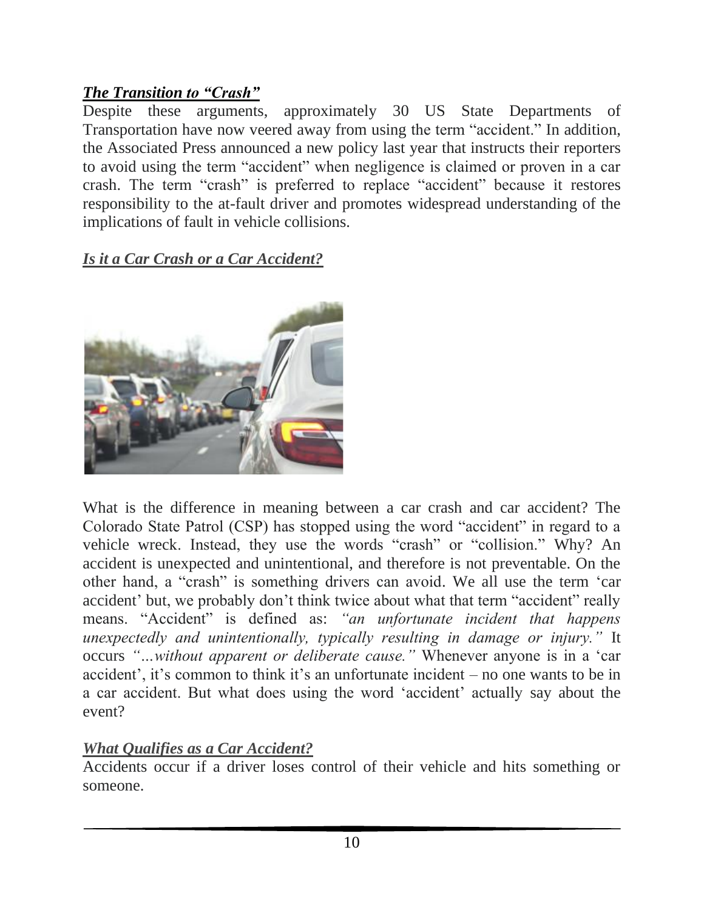***The Transition to "Crash"***

Despite these arguments, approximately 30 US State Departments of Transportation have now veered away from using the term "accident." In addition, the Associated Press announced a new policy last year that instructs their reporters to avoid using the term "accident" when negligence is claimed or proven in a car crash. The term "crash" is preferred to replace "accident" because it restores responsibility to the at-fault driver and promotes widespread understanding of the implications of fault in vehicle collisions.

***Is it a Car Crash or a Car Accident?***

What is the difference in meaning between a car crash and car accident? The Colorado State Patrol (CSP) has stopped using the word "accident" in regard to a vehicle wreck. Instead, they use the words "crash" or "collision." Why? An accident is unexpected and unintentional, and therefore is not preventable. On the other hand, a "crash" is something drivers can avoid. We all use the term 'car accident' but, we probably don't think twice about what that term "accident" really means. "Accident" is defined as: *"an unfortunate incident that happens unexpectedly and unintentionally, typically resulting in damage or injury."* It occurs *"…without apparent or deliberate cause."* Whenever anyone is in a 'car accident', it's common to think it's an unfortunate incident – no one wants to be in a car accident. But what does using the word 'accident' actually say about the event?

***What Qualifies as a Car Accident?***

Accidents occur if a driver loses control of their vehicle and hits something or someone.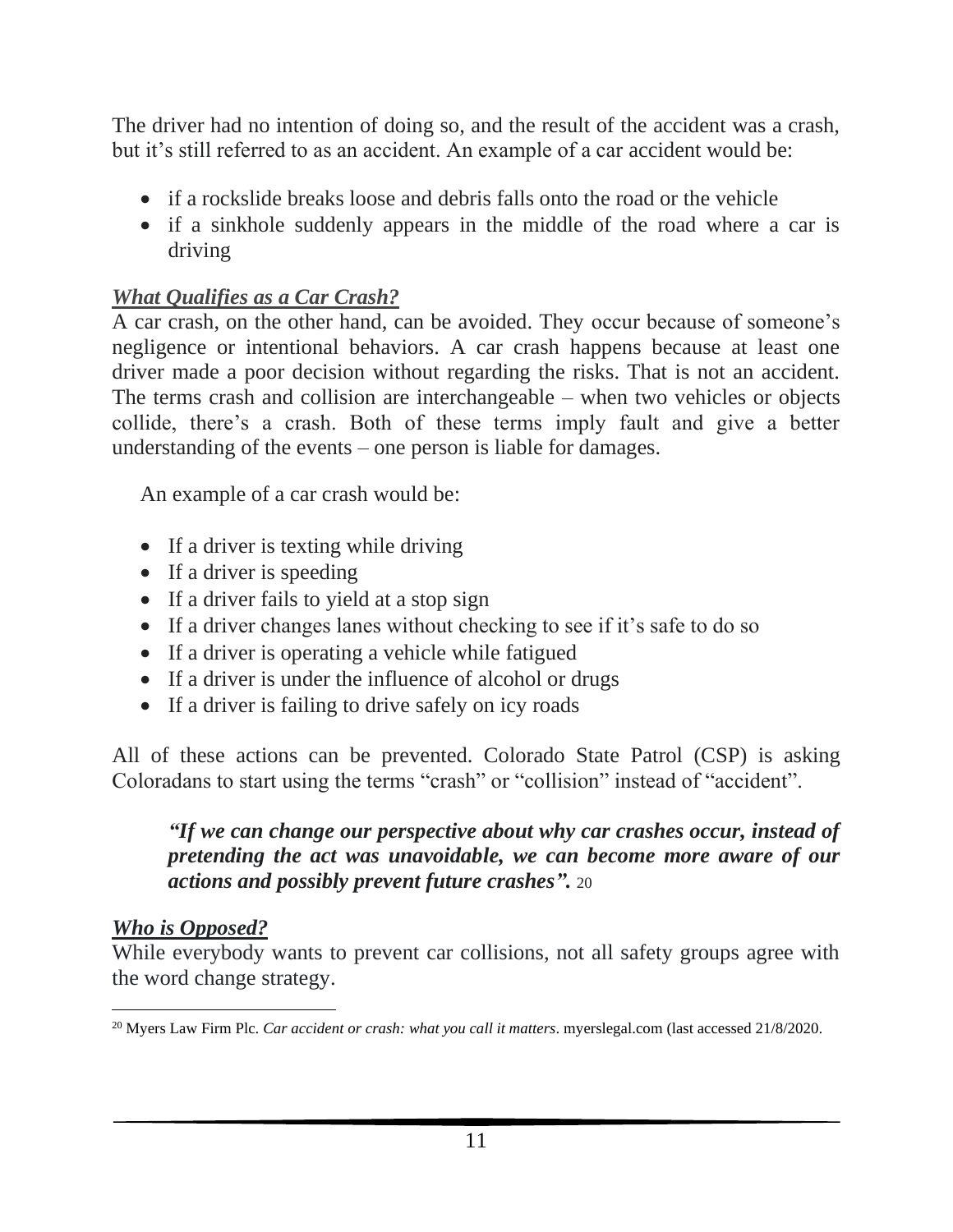The driver had no intention of doing so, and the result of the accident was a crash, but it's still referred to as an accident. An example of a car accident would be:

- if a rockslide breaks loose and debris falls onto the road or the vehicle
- if a sinkhole suddenly appears in the middle of the road where a car is driving

***What Qualifies as a Car Crash?***

A car crash, on the other hand, can be avoided. They occur because of someone's negligence or intentional behaviors. A car crash happens because at least one driver made a poor decision without regarding the risks. That is not an accident. The terms crash and collision are interchangeable – when two vehicles or objects collide, there's a crash. Both of these terms imply fault and give a better understanding of the events – one person is liable for damages.

An example of a car crash would be:

- If a driver is texting while driving
- If a driver is speeding
- If a driver fails to yield at a stop sign
- If a driver changes lanes without checking to see if it's safe to do so
- If a driver is operating a vehicle while fatigued
- If a driver is under the influence of alcohol or drugs
- If a driver is failing to drive safely on icy roads

All of these actions can be prevented. Colorado State Patrol (CSP) is asking Coloradans to start using the terms "crash" or "collision" instead of "accident".

> ***"If we can change our perspective about why car crashes occur, instead of pretending the act was unavoidable, we can become more aware of our actions and possibly prevent future crashes".*** [20]

***Who is Opposed?***

While everybody wants to prevent car collisions, not all safety groups agree with the word change strategy.

[20] Myers Law Firm Plc. *Car accident or crash: what you call it matters*. myerslegal.com (last accessed 21/8/2020.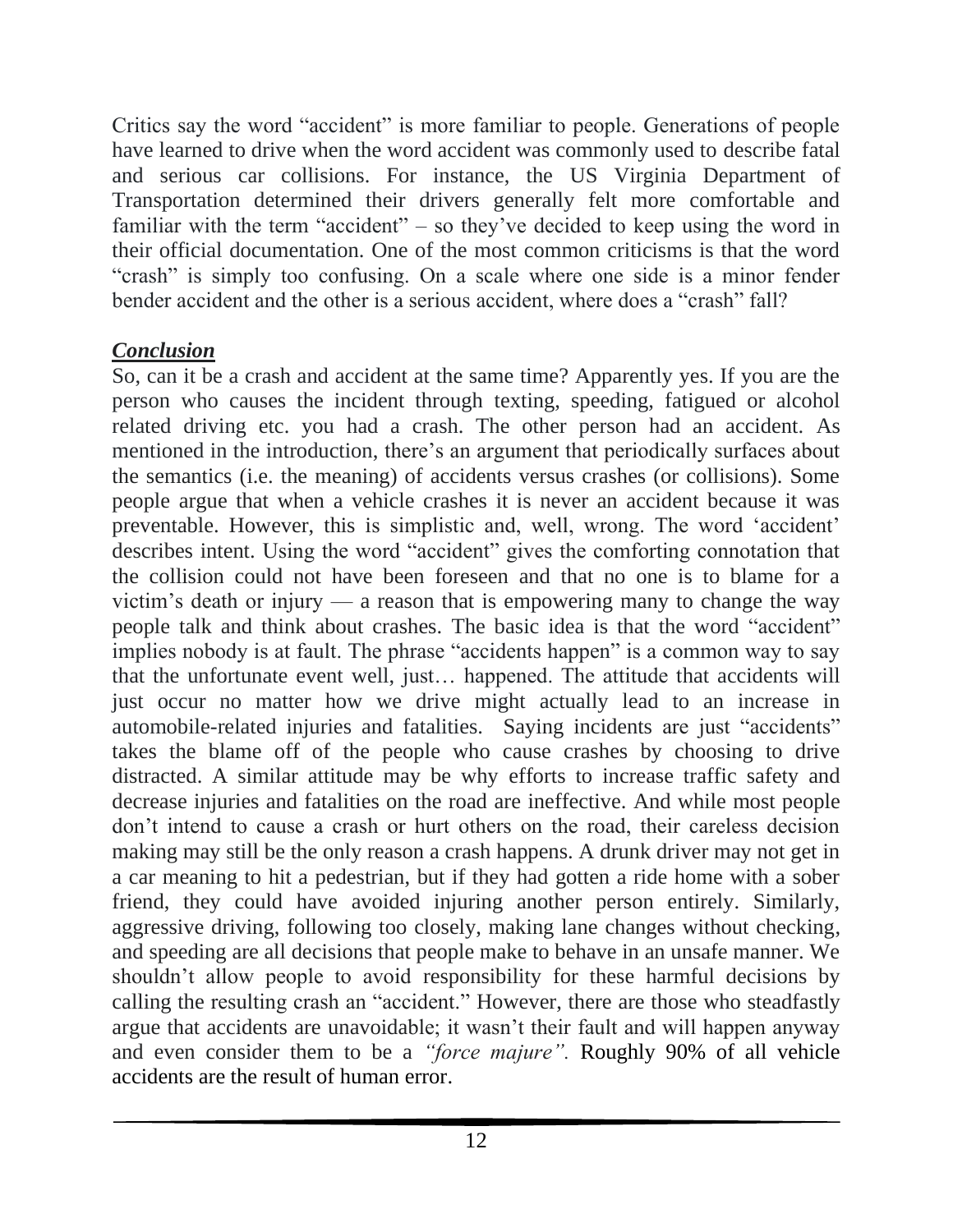Critics say the word “accident” is more familiar to people. Generations of people have learned to drive when the word accident was commonly used to describe fatal and serious car collisions. For instance, the US Virginia Department of Transportation determined their drivers generally felt more comfortable and familiar with the term “accident” – so they’ve decided to keep using the word in their official documentation. One of the most common criticisms is that the word “crash” is simply too confusing. On a scale where one side is a minor fender bender accident and the other is a serious accident, where does a “crash” fall?

***Conclusion***

So, can it be a crash and accident at the same time? Apparently yes. If you are the person who causes the incident through texting, speeding, fatigued or alcohol related driving etc. you had a crash. The other person had an accident. As mentioned in the introduction, there’s an argument that periodically surfaces about the semantics (i.e. the meaning) of accidents versus crashes (or collisions). Some people argue that when a vehicle crashes it is never an accident because it was preventable. However, this is simplistic and, well, wrong. The word ‘accident’ describes intent. Using the word “accident” gives the comforting connotation that the collision could not have been foreseen and that no one is to blame for a victim’s death or injury — a reason that is empowering many to change the way people talk and think about crashes. The basic idea is that the word “accident” implies nobody is at fault. The phrase “accidents happen” is a common way to say that the unfortunate event well, just… happened. The attitude that accidents will just occur no matter how we drive might actually lead to an increase in automobile-related injuries and fatalities. Saying incidents are just “accidents” takes the blame off of the people who cause crashes by choosing to drive distracted. A similar attitude may be why efforts to increase traffic safety and decrease injuries and fatalities on the road are ineffective. And while most people don’t intend to cause a crash or hurt others on the road, their careless decision making may still be the only reason a crash happens. A drunk driver may not get in a car meaning to hit a pedestrian, but if they had gotten a ride home with a sober friend, they could have avoided injuring another person entirely. Similarly, aggressive driving, following too closely, making lane changes without checking, and speeding are all decisions that people make to behave in an unsafe manner. We shouldn’t allow people to avoid responsibility for these harmful decisions by calling the resulting crash an “accident.” However, there are those who steadfastly argue that accidents are unavoidable; it wasn’t their fault and will happen anyway and even consider them to be a *“force majure”.* Roughly 90% of all vehicle accidents are the result of human error.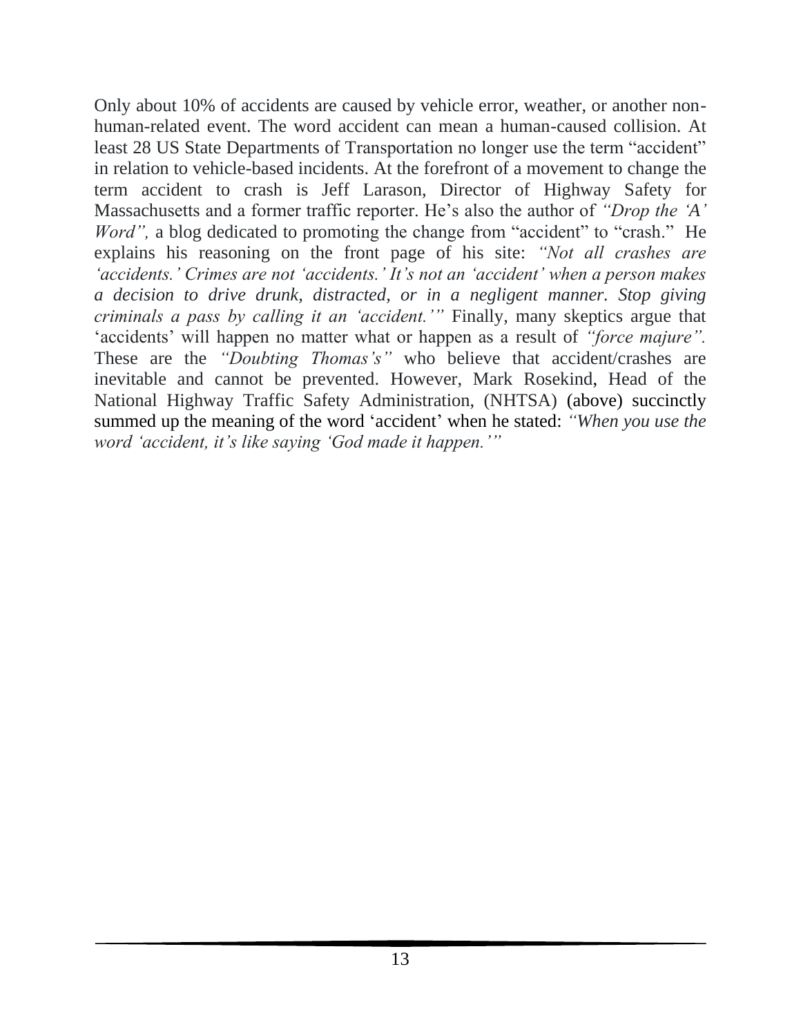Only about 10% of accidents are caused by vehicle error, weather, or another non-human-related event. The word accident can mean a human-caused collision. At least 28 US State Departments of Transportation no longer use the term "accident" in relation to vehicle-based incidents. At the forefront of a movement to change the term accident to crash is Jeff Larason, Director of Highway Safety for Massachusetts and a former traffic reporter. He's also the author of *"Drop the 'A' Word",* a blog dedicated to promoting the change from "accident" to "crash." He explains his reasoning on the front page of his site: *"Not all crashes are 'accidents.' Crimes are not 'accidents.' It's not an 'accident' when a person makes a decision to drive drunk, distracted, or in a negligent manner. Stop giving criminals a pass by calling it an 'accident.'"* Finally, many skeptics argue that 'accidents' will happen no matter what or happen as a result of *"force majure".* These are the *"Doubting Thomas's"* who believe that accident/crashes are inevitable and cannot be prevented. However, Mark Rosekind, Head of the National Highway Traffic Safety Administration, (NHTSA) (above) succinctly summed up the meaning of the word 'accident' when he stated: *"When you use the word 'accident, it's like saying 'God made it happen.'"*